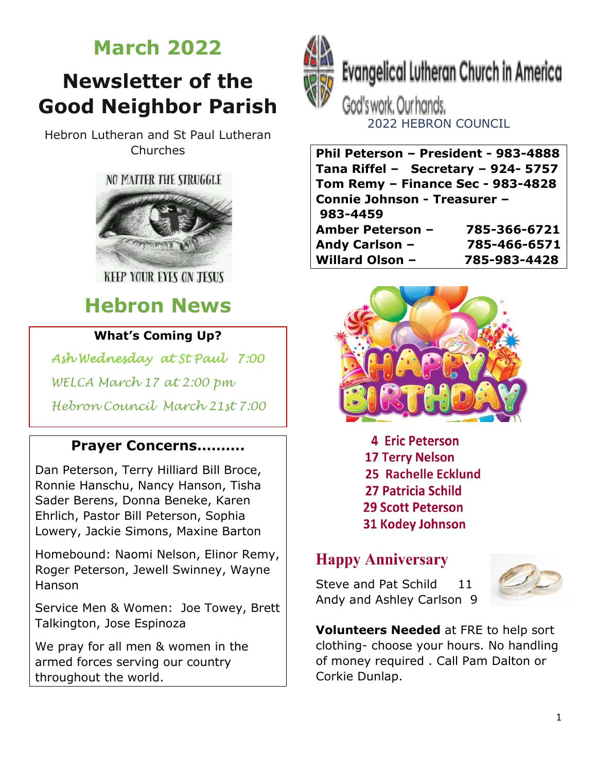# March 2022

# Newsletter of the Good Neighbor Parish

Hebron Lutheran and St Paul Lutheran Churches

NO MATTER THE STRUGGLE

KEEP YOUR EYES ON JESUS

## Hebron News

**What's Coming Up?**

*Ash Wednesday at St Paul 7:00*

*WELCA March 17 at 2:00 pm*

*Hebron Council March 21st 7:00*

### Prayer Concerns……….

Dan Peterson, Terry Hilliard Bill Broce, Ronnie Hanschu, Nancy Hanson, Tisha Sader Berens, Donna Beneke, Karen Ehrlich, Pastor Bill Peterson, Sophia Lowery, Jackie Simons, Maxine Barton

Homebound: Naomi Nelson, Elinor Remy, Roger Peterson, Jewell Swinney, Wayne Hanson

Service Men & Women: Joe Towey, Brett Talkington, Jose Espinoza

We pray for all men & women in the armed forces serving our country throughout the world.

Evangelical Lutheran Church in America

God's work. Our hands.

2022 HEBRON COUNCIL

**Phil Peterson – President - 983-4888**
**Tana Riffel – Secretary – 924- 5757**
**Tom Remy – Finance Sec - 983-4828**
**Connie Johnson - Treasurer – 983-4459**
**Amber Peterson – 785-366-6721**
**Andy Carlson – 785-466-6571**
**Willard Olson – 785-983-4428**

HAPPY BIRTHDAY

4 Eric Peterson
17 Terry Nelson
25 Rachelle Ecklund
27 Patricia Schild
29 Scott Peterson
31 Kodey Johnson

## Happy Anniversary

Steve and Pat Schild 11
Andy and Ashley Carlson 9

**Volunteers Needed** at FRE to help sort clothing- choose your hours. No handling of money required . Call Pam Dalton or Corkie Dunlap.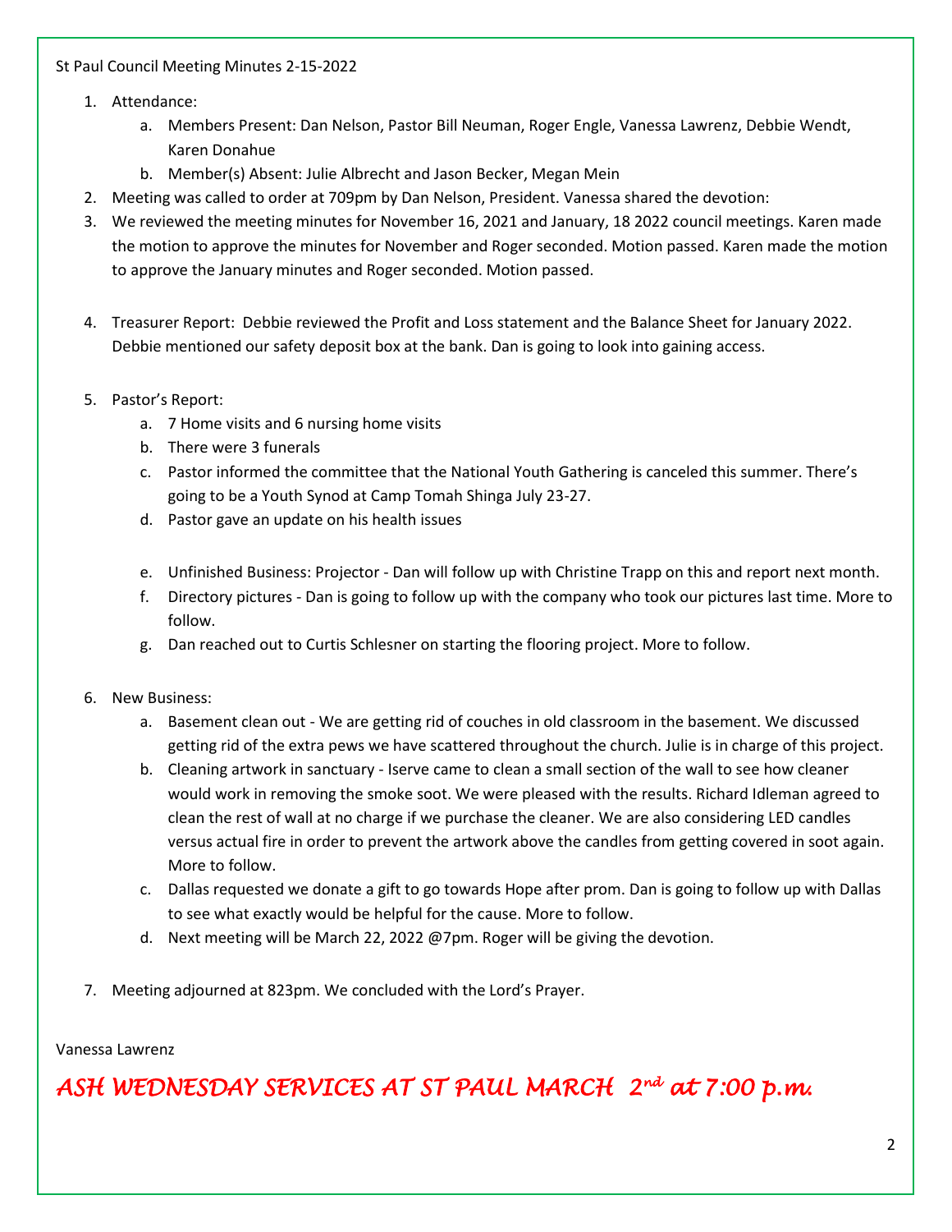St Paul Council Meeting Minutes 2-15-2022

1. Attendance:
    a. Members Present: Dan Nelson, Pastor Bill Neuman, Roger Engle, Vanessa Lawrenz, Debbie Wendt, Karen Donahue
    b. Member(s) Absent: Julie Albrecht and Jason Becker, Megan Mein
2. Meeting was called to order at 709pm by Dan Nelson, President. Vanessa shared the devotion:
3. We reviewed the meeting minutes for November 16, 2021 and January, 18 2022 council meetings. Karen made the motion to approve the minutes for November and Roger seconded. Motion passed. Karen made the motion to approve the January minutes and Roger seconded. Motion passed.

4. Treasurer Report: Debbie reviewed the Profit and Loss statement and the Balance Sheet for January 2022. Debbie mentioned our safety deposit box at the bank. Dan is going to look into gaining access.

5. Pastor's Report:
    a. 7 Home visits and 6 nursing home visits
    b. There were 3 funerals
    c. Pastor informed the committee that the National Youth Gathering is canceled this summer. There's going to be a Youth Synod at Camp Tomah Shinga July 23-27.
    d. Pastor gave an update on his health issues

    e. Unfinished Business: Projector - Dan will follow up with Christine Trapp on this and report next month.
    f. Directory pictures - Dan is going to follow up with the company who took our pictures last time. More to follow.
    g. Dan reached out to Curtis Schlesner on starting the flooring project. More to follow.

6. New Business:
    a. Basement clean out - We are getting rid of couches in old classroom in the basement. We discussed getting rid of the extra pews we have scattered throughout the church. Julie is in charge of this project.
    b. Cleaning artwork in sanctuary - Iserve came to clean a small section of the wall to see how cleaner would work in removing the smoke soot. We were pleased with the results. Richard Idleman agreed to clean the rest of wall at no charge if we purchase the cleaner. We are also considering LED candles versus actual fire in order to prevent the artwork above the candles from getting covered in soot again. More to follow.
    c. Dallas requested we donate a gift to go towards Hope after prom. Dan is going to follow up with Dallas to see what exactly would be helpful for the cause. More to follow.
    d. Next meeting will be March 22, 2022 @7pm. Roger will be giving the devotion.

7. Meeting adjourned at 823pm. We concluded with the Lord's Prayer.

Vanessa Lawrenz

***ASH WEDNESDAY SERVICES AT ST PAUL MARCH 2nd at 7:00 p.m.***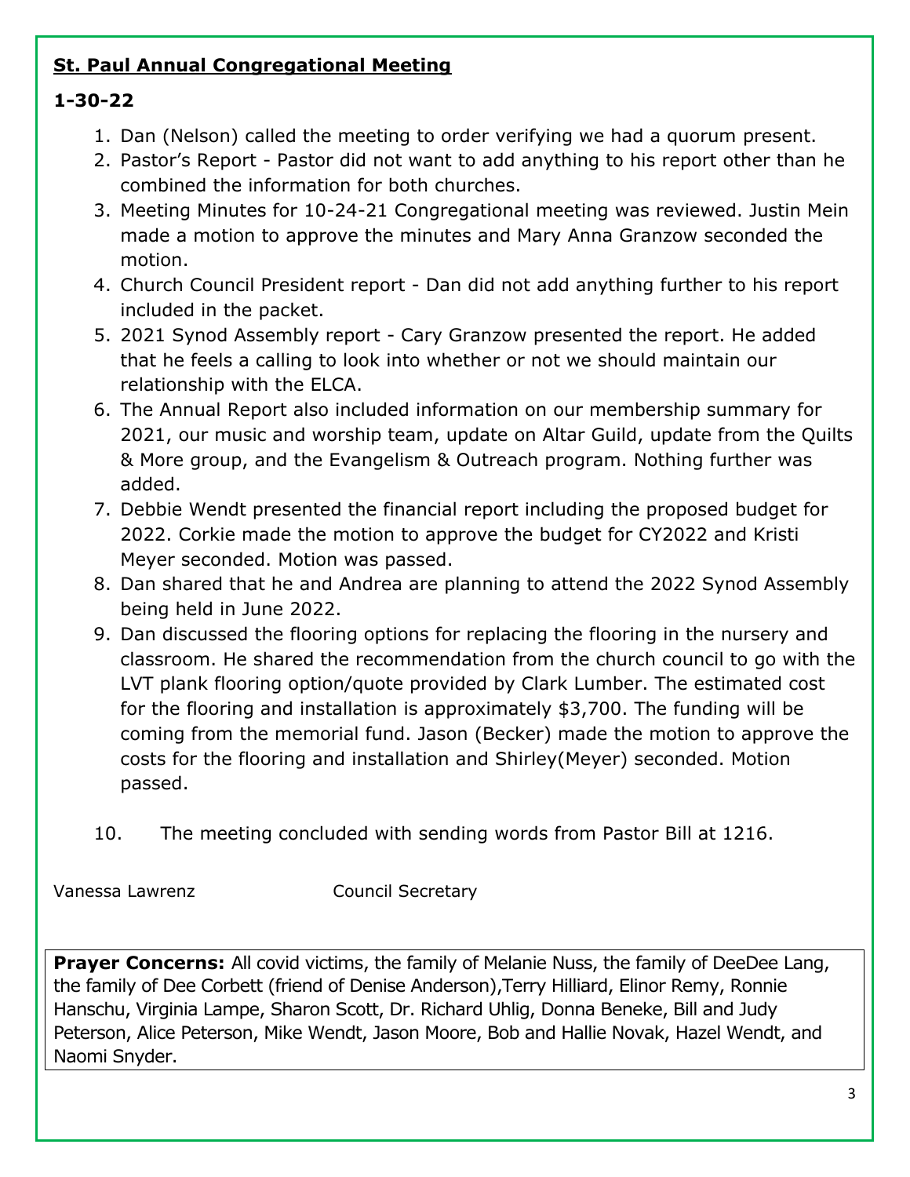**St. Paul Annual Congregational Meeting**

**1-30-22**

1. Dan (Nelson) called the meeting to order verifying we had a quorum present.
2. Pastor's Report - Pastor did not want to add anything to his report other than he combined the information for both churches.
3. Meeting Minutes for 10-24-21 Congregational meeting was reviewed. Justin Mein made a motion to approve the minutes and Mary Anna Granzow seconded the motion.
4. Church Council President report - Dan did not add anything further to his report included in the packet.
5. 2021 Synod Assembly report - Cary Granzow presented the report. He added that he feels a calling to look into whether or not we should maintain our relationship with the ELCA.
6. The Annual Report also included information on our membership summary for 2021, our music and worship team, update on Altar Guild, update from the Quilts & More group, and the Evangelism & Outreach program. Nothing further was added.
7. Debbie Wendt presented the financial report including the proposed budget for 2022. Corkie made the motion to approve the budget for CY2022 and Kristi Meyer seconded. Motion was passed.
8. Dan shared that he and Andrea are planning to attend the 2022 Synod Assembly being held in June 2022.
9. Dan discussed the flooring options for replacing the flooring in the nursery and classroom. He shared the recommendation from the church council to go with the LVT plank flooring option/quote provided by Clark Lumber. The estimated cost for the flooring and installation is approximately $3,700. The funding will be coming from the memorial fund. Jason (Becker) made the motion to approve the costs for the flooring and installation and Shirley(Meyer) seconded. Motion passed.
10. The meeting concluded with sending words from Pastor Bill at 1216.

Vanessa Lawrenz Council Secretary

**Prayer Concerns:** All covid victims, the family of Melanie Nuss, the family of DeeDee Lang, the family of Dee Corbett (friend of Denise Anderson),Terry Hilliard, Elinor Remy, Ronnie Hanschu, Virginia Lampe, Sharon Scott, Dr. Richard Uhlig, Donna Beneke, Bill and Judy Peterson, Alice Peterson, Mike Wendt, Jason Moore, Bob and Hallie Novak, Hazel Wendt, and Naomi Snyder.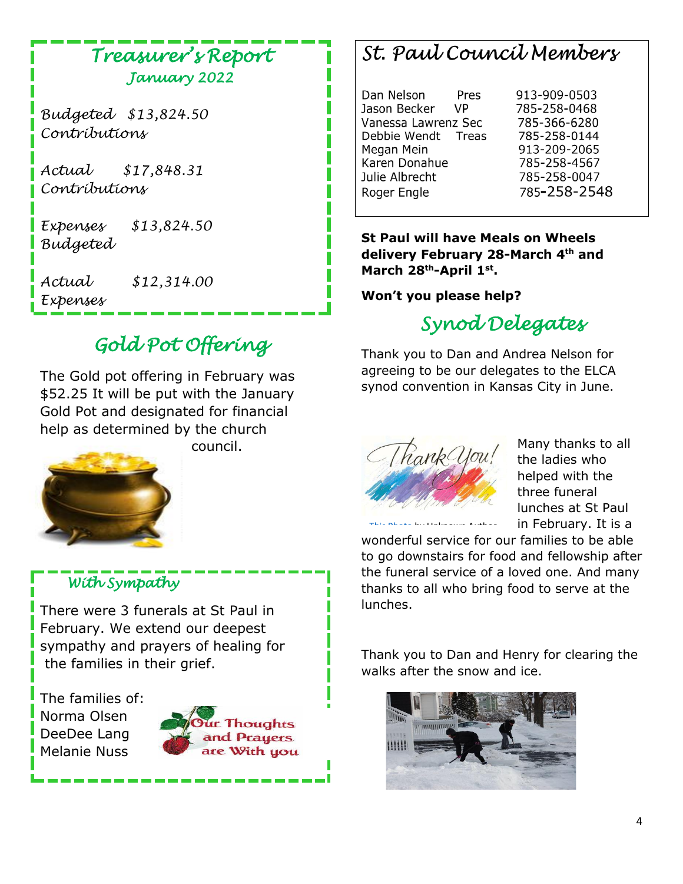## Treasurer's Report

### January 2022

Budgeted Contributions $13,824.50

Actual Contributions $17,848.31

Expenses Budgeted $13,824.50

Actual Expenses $12,314.00

## Gold Pot Offering

The Gold pot offering in February was $52.25 It will be put with the January Gold Pot and designated for financial help as determined by the church council.

## With Sympathy

There were 3 funerals at St Paul in February. We extend our deepest sympathy and prayers of healing for the families in their grief.

The families of:
Norma Olsen
DeeDee Lang
Melanie Nuss

Our Thoughts and Prayers are With you

## St. Paul Council Members

| | | |
|---|---|---|
| Dan Nelson | Pres | 913-909-0503 |
| Jason Becker | VP | 785-258-0468 |
| Vanessa Lawrenz | Sec | 785-366-6280 |
| Debbie Wendt | Treas | 785-258-0144 |
| Megan Mein | | 913-209-2065 |
| Karen Donahue | | 785-258-4567 |
| Julie Albrecht | | 785-258-0047 |
| Roger Engle | | 785-258-2548 |

**St Paul will have Meals on Wheels delivery February 28-March 4th and March 28th-April 1st.**

**Won't you please help?**

## Synod Delegates

Thank you to Dan and Andrea Nelson for agreeing to be our delegates to the ELCA synod convention in Kansas City in June.

Many thanks to all the ladies who helped with the three funeral lunches at St Paul in February. It is a wonderful service for our families to be able to go downstairs for food and fellowship after the funeral service of a loved one. And many thanks to all who bring food to serve at the lunches.

Thank you to Dan and Henry for clearing the walks after the snow and ice.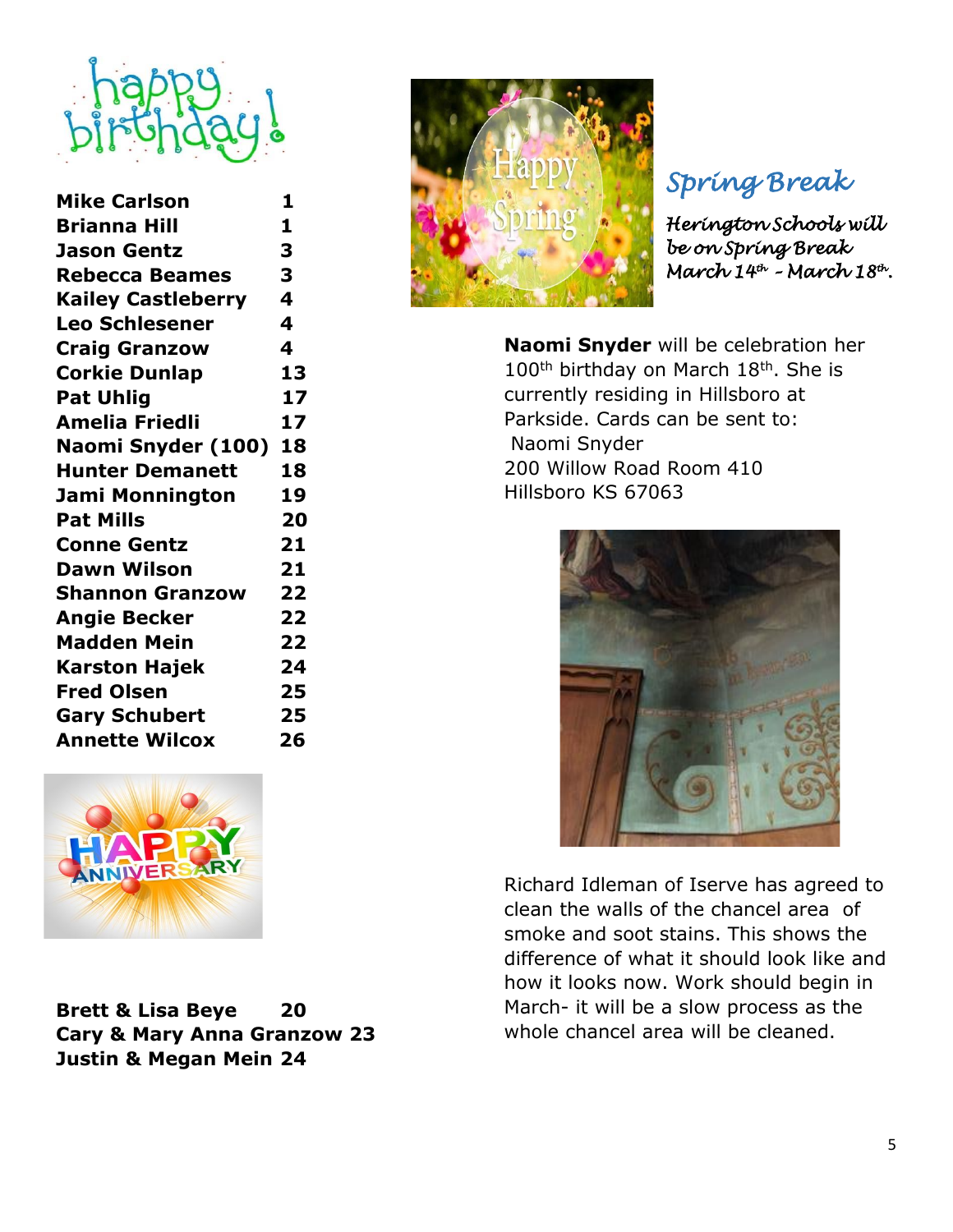# happy birthday!

| | |
|---|---|
| **Mike Carlson** | **1** |
| **Brianna Hill** | **1** |
| **Jason Gentz** | **3** |
| **Rebecca Beames** | **3** |
| **Kailey Castleberry** | **4** |
| **Leo Schlesener** | **4** |
| **Craig Granzow** | **4** |
| **Corkie Dunlap** | **13** |
| **Pat Uhlig** | **17** |
| **Amelia Friedli** | **17** |
| **Naomi Snyder (100)** | **18** |
| **Hunter Demanett** | **18** |
| **Jami Monnington** | **19** |
| **Pat Mills** | **20** |
| **Conne Gentz** | **21** |
| **Dawn Wilson** | **21** |
| **Shannon Granzow** | **22** |
| **Angie Becker** | **22** |
| **Madden Mein** | **22** |
| **Karston Hajek** | **24** |
| **Fred Olsen** | **25** |
| **Gary Schubert** | **25** |
| **Annette Wilcox** | **26** |

# HAPPY ANNIVERSARY

| | |
|---|---|
| **Brett & Lisa Beye** | **20** |
| **Cary & Mary Anna Granzow** | **23** |
| **Justin & Megan Mein** | **24** |

## *Spring Break*

*Herington Schools will be on Spring Break March 14th – March 18th.*

**Naomi Snyder** will be celebration her 100th birthday on March 18th. She is currently residing in Hillsboro at Parkside. Cards can be sent to:

Naomi Snyder
200 Willow Road Room 410
Hillsboro KS 67063

Richard Idleman of Iserve has agreed to clean the walls of the chancel area of smoke and soot stains. This shows the difference of what it should look like and how it looks now. Work should begin in March- it will be a slow process as the whole chancel area will be cleaned.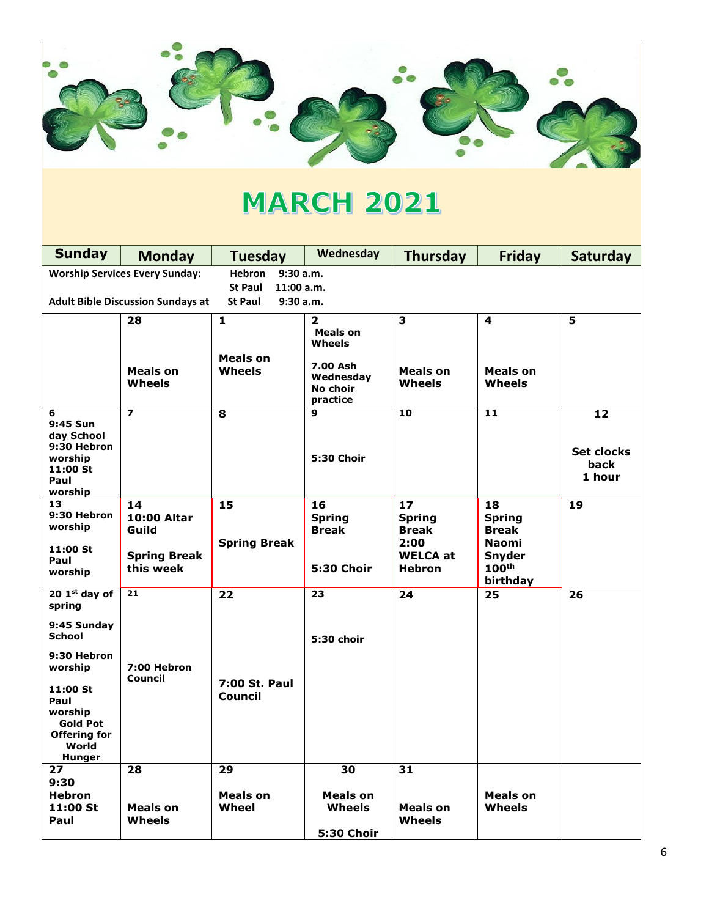# MARCH 2021

| Sunday | Monday | Tuesday | Wednesday | Thursday | Friday | Saturday |
|---|---|---|---|---|---|---|
| **Worship Services Every Sunday:** Hebron 9:30 a.m. / St Paul 11:00 a.m. — **Adult Bible Discussion Sundays at** St Paul 9:30 a.m. | | | | | | |
| | **28** Meals on Wheels | **1** Meals on Wheels | **2** Meals on Wheels 7.00 Ash Wednesday No choir practice | **3** Meals on Wheels | **4** Meals on Wheels | **5** |
| **6** 9:45 Sun day School 9:30 Hebron worship 11:00 St Paul worship | **7** | **8** | **9** 5:30 Choir | **10** | **11** | **12** Set clocks back 1 hour |
| **13** 9:30 Hebron worship 11:00 St Paul worship | **14** 10:00 Altar Guild Spring Break this week | **15** Spring Break | **16** Spring Break 5:30 Choir | **17** Spring Break 2:00 WELCA at Hebron | **18** Spring Break Naomi Snyder 100th birthday | **19** |
| **20** 1st day of spring 9:45 Sunday School 9:30 Hebron worship 11:00 St Paul worship Gold Pot Offering for World Hunger | **21** 7:00 Hebron Council | **22** 7:00 St. Paul Council | **23** 5:30 choir | **24** | **25** | **26** |
| **27** 9:30 Hebron 11:00 St Paul | **28** Meals on Wheels | **29** Meals on Wheel | **30** Meals on Wheels 5:30 Choir | **31** Meals on Wheels | Meals on Wheels | |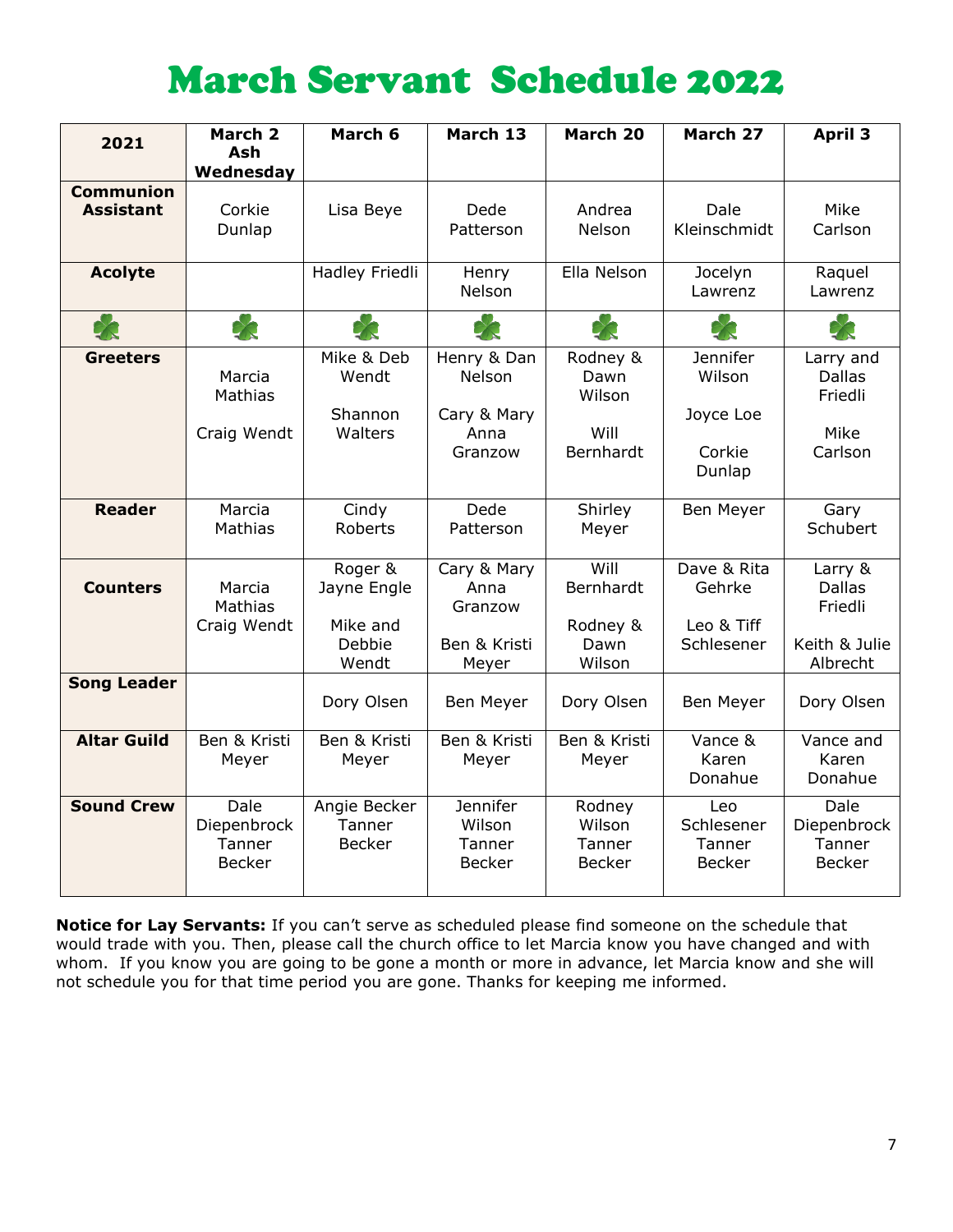# March Servant Schedule 2022

| 2021 | March 2 Ash Wednesday | March 6 | March 13 | March 20 | March 27 | April 3 |
|---|---|---|---|---|---|---|
| **Communion Assistant** | Corkie Dunlap | Lisa Beye | Dede Patterson | Andrea Nelson | Dale Kleinschmidt | Mike Carlson |
| **Acolyte** | | Hadley Friedli | Henry Nelson | Ella Nelson | Jocelyn Lawrenz | Raquel Lawrenz |
| | | | | | | |
| **Greeters** | Marcia Mathias<br>Craig Wendt | Mike & Deb Wendt<br>Shannon Walters | Henry & Dan Nelson<br>Cary & Mary Anna Granzow | Rodney & Dawn Wilson<br>Will Bernhardt | Jennifer Wilson<br>Joyce Loe<br>Corkie Dunlap | Larry and Dallas Friedli<br>Mike Carlson |
| **Reader** | Marcia Mathias | Cindy Roberts | Dede Patterson | Shirley Meyer | Ben Meyer | Gary Schubert |
| **Counters** | Marcia Mathias<br>Craig Wendt | Roger & Jayne Engle<br>Mike and Debbie Wendt | Cary & Mary Anna Granzow<br>Ben & Kristi Meyer | Will Bernhardt<br>Rodney & Dawn Wilson | Dave & Rita Gehrke<br>Leo & Tiff Schlesener | Larry & Dallas Friedli<br>Keith & Julie Albrecht |
| **Song Leader** | | Dory Olsen | Ben Meyer | Dory Olsen | Ben Meyer | Dory Olsen |
| **Altar Guild** | Ben & Kristi Meyer | Ben & Kristi Meyer | Ben & Kristi Meyer | Ben & Kristi Meyer | Vance & Karen Donahue | Vance and Karen Donahue |
| **Sound Crew** | Dale Diepenbrock<br>Tanner Becker | Angie Becker<br>Tanner Becker | Jennifer Wilson<br>Tanner Becker | Rodney Wilson<br>Tanner Becker | Leo Schlesener<br>Tanner Becker | Dale Diepenbrock<br>Tanner Becker |

**Notice for Lay Servants:** If you can't serve as scheduled please find someone on the schedule that would trade with you. Then, please call the church office to let Marcia know you have changed and with whom. If you know you are going to be gone a month or more in advance, let Marcia know and she will not schedule you for that time period you are gone. Thanks for keeping me informed.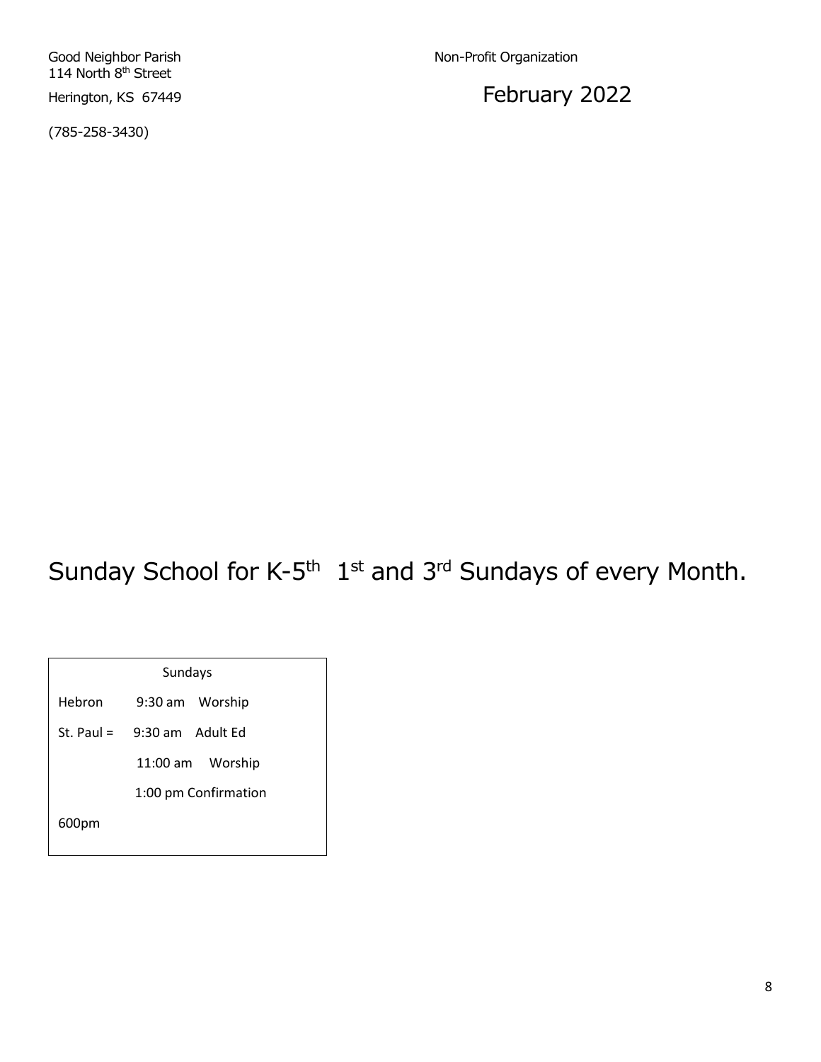Good Neighbor Parish
114 North 8th Street
Herington, KS 67449
(785-258-3430)

Non-Profit Organization

February 2022

Sunday School for K-5th 1st and 3rd Sundays of every Month.

Sundays

Hebron 9:30 am Worship

St. Paul = 9:30 am Adult Ed

11:00 am Worship

1:00 pm Confirmation

600pm